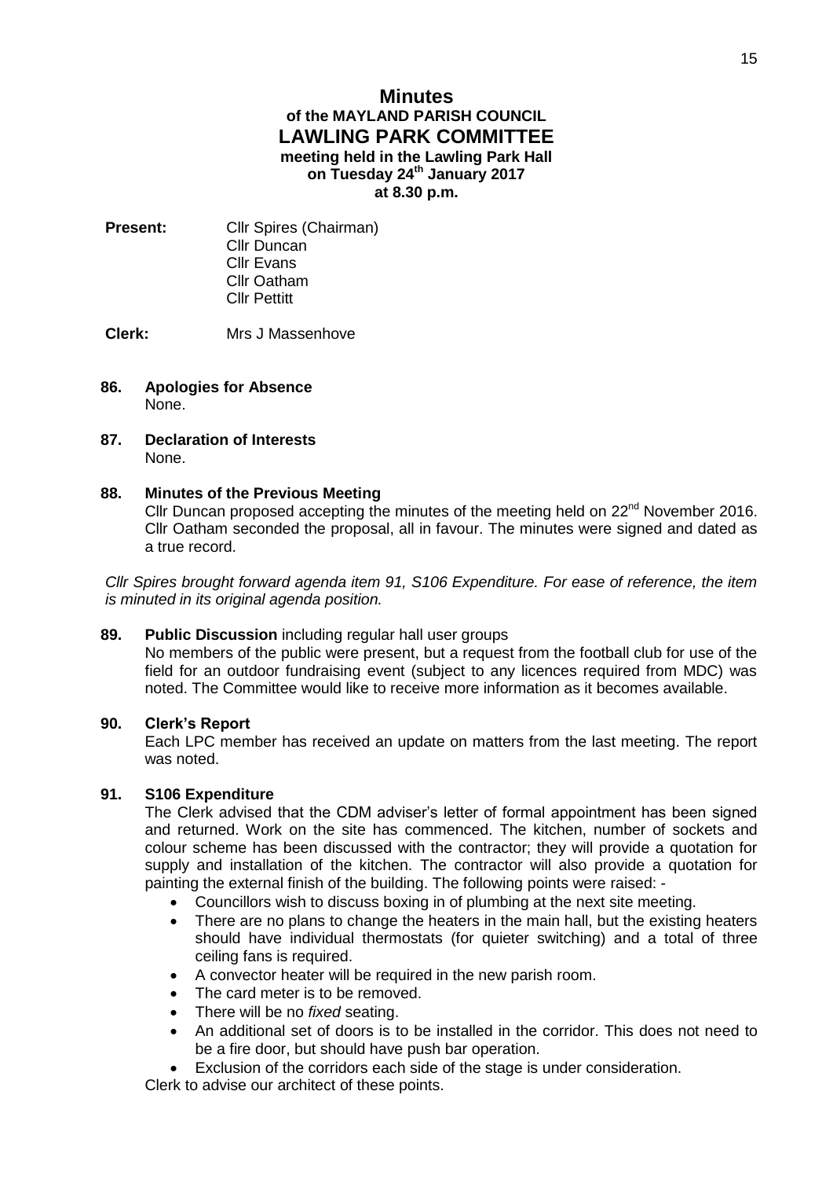# Minutes

## of the MAYLAND PARISH COUNCIL
## LAWLING PARK COMMITTEE

**meeting held in the Lawling Park Hall**
**on Tuesday 24th January 2017**
**at 8.30 p.m.**

**Present:** Cllr Spires (Chairman)
Cllr Duncan
Cllr Evans
Cllr Oatham
Cllr Pettitt

**Clerk:** Mrs J Massenhove

**86. Apologies for Absence**

None.

**87. Declaration of Interests**

None.

**88. Minutes of the Previous Meeting**

Cllr Duncan proposed accepting the minutes of the meeting held on 22nd November 2016. Cllr Oatham seconded the proposal, all in favour. The minutes were signed and dated as a true record.

*Cllr Spires brought forward agenda item 91, S106 Expenditure. For ease of reference, the item is minuted in its original agenda position.*

**89. Public Discussion** including regular hall user groups

No members of the public were present, but a request from the football club for use of the field for an outdoor fundraising event (subject to any licences required from MDC) was noted. The Committee would like to receive more information as it becomes available.

**90. Clerk's Report**

Each LPC member has received an update on matters from the last meeting. The report was noted.

**91. S106 Expenditure**

The Clerk advised that the CDM adviser's letter of formal appointment has been signed and returned. Work on the site has commenced. The kitchen, number of sockets and colour scheme has been discussed with the contractor; they will provide a quotation for supply and installation of the kitchen. The contractor will also provide a quotation for painting the external finish of the building. The following points were raised: -

- Councillors wish to discuss boxing in of plumbing at the next site meeting.
- There are no plans to change the heaters in the main hall, but the existing heaters should have individual thermostats (for quieter switching) and a total of three ceiling fans is required.
- A convector heater will be required in the new parish room.
- The card meter is to be removed.
- There will be no *fixed* seating.
- An additional set of doors is to be installed in the corridor. This does not need to be a fire door, but should have push bar operation.
- Exclusion of the corridors each side of the stage is under consideration.

Clerk to advise our architect of these points.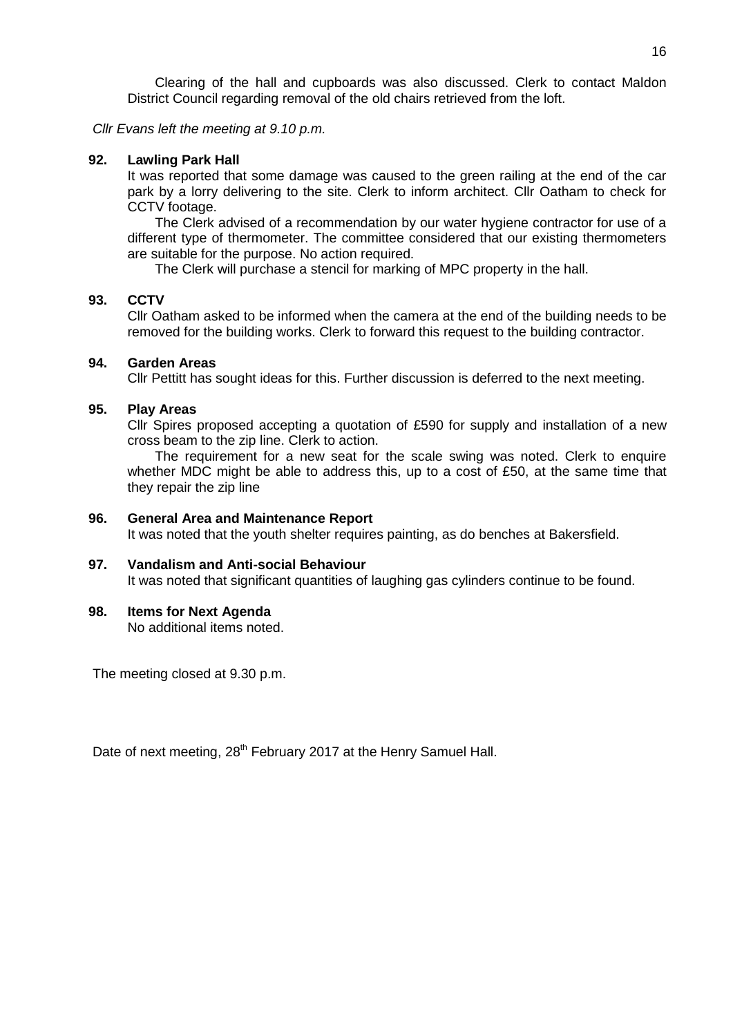Clearing of the hall and cupboards was also discussed. Clerk to contact Maldon District Council regarding removal of the old chairs retrieved from the loft.

*Cllr Evans left the meeting at 9.10 p.m.*

**92. Lawling Park Hall**

It was reported that some damage was caused to the green railing at the end of the car park by a lorry delivering to the site. Clerk to inform architect. Cllr Oatham to check for CCTV footage.

The Clerk advised of a recommendation by our water hygiene contractor for use of a different type of thermometer. The committee considered that our existing thermometers are suitable for the purpose. No action required.

The Clerk will purchase a stencil for marking of MPC property in the hall.

**93. CCTV**

Cllr Oatham asked to be informed when the camera at the end of the building needs to be removed for the building works. Clerk to forward this request to the building contractor.

**94. Garden Areas**

Cllr Pettitt has sought ideas for this. Further discussion is deferred to the next meeting.

**95. Play Areas**

Cllr Spires proposed accepting a quotation of £590 for supply and installation of a new cross beam to the zip line. Clerk to action.

The requirement for a new seat for the scale swing was noted. Clerk to enquire whether MDC might be able to address this, up to a cost of £50, at the same time that they repair the zip line

**96. General Area and Maintenance Report**

It was noted that the youth shelter requires painting, as do benches at Bakersfield.

**97. Vandalism and Anti-social Behaviour**

It was noted that significant quantities of laughing gas cylinders continue to be found.

**98. Items for Next Agenda**

No additional items noted.

The meeting closed at 9.30 p.m.

Date of next meeting, 28th February 2017 at the Henry Samuel Hall.